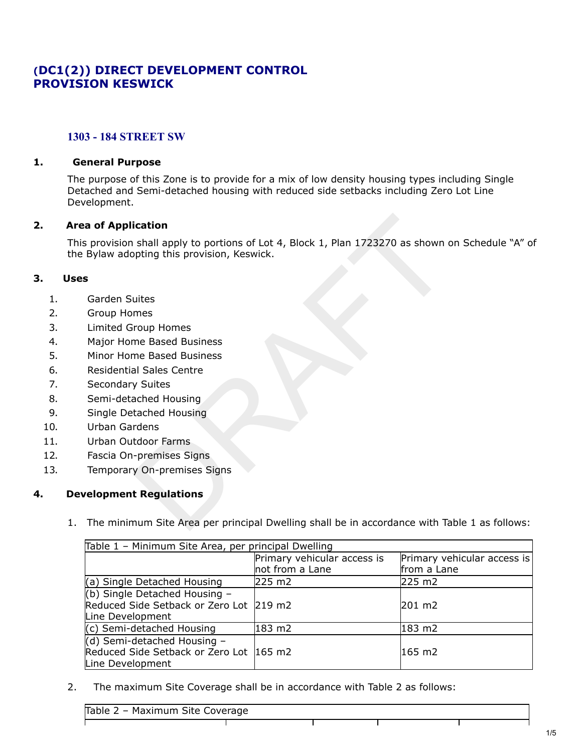# (DC1(2)) DIRECT DEVELOPMENT CONTROL PROVISION KESWICK

## 1303 - 184 STREET SW

### 1. General Purpose

The purpose of this Zone is to provide for a mix of low density housing types including Single Detached and Semi-detached housing with reduced side setbacks including Zero Lot Line Development.

### 2. Area of Application

This provision shall apply to portions of Lot 4, Block 1, Plan 1723270 as shown on Schedule "A" of the Bylaw adopting this provision, Keswick.

### 3. Uses

1. Garden Suites
2. Group Homes
3. Limited Group Homes
4. Major Home Based Business
5. Minor Home Based Business
6. Residential Sales Centre
7. Secondary Suites
8. Semi-detached Housing
9. Single Detached Housing
10. Urban Gardens
11. Urban Outdoor Farms
12. Fascia On-premises Signs
13. Temporary On-premises Signs

### 4. Development Regulations

1. The minimum Site Area per principal Dwelling shall be in accordance with Table 1 as follows:

| Table 1 – Minimum Site Area, per principal Dwelling | | |
|---|---|---|
| | Primary vehicular access is not from a Lane | Primary vehicular access is from a Lane |
| (a) Single Detached Housing | 225 m2 | 225 m2 |
| (b) Single Detached Housing – Reduced Side Setback or Zero Lot Line Development | 219 m2 | 201 m2 |
| (c) Semi-detached Housing | 183 m2 | 183 m2 |
| (d) Semi-detached Housing – Reduced Side Setback or Zero Lot Line Development | 165 m2 | 165 m2 |

2. The maximum Site Coverage shall be in accordance with Table 2 as follows:

Table 2 – Maximum Site Coverage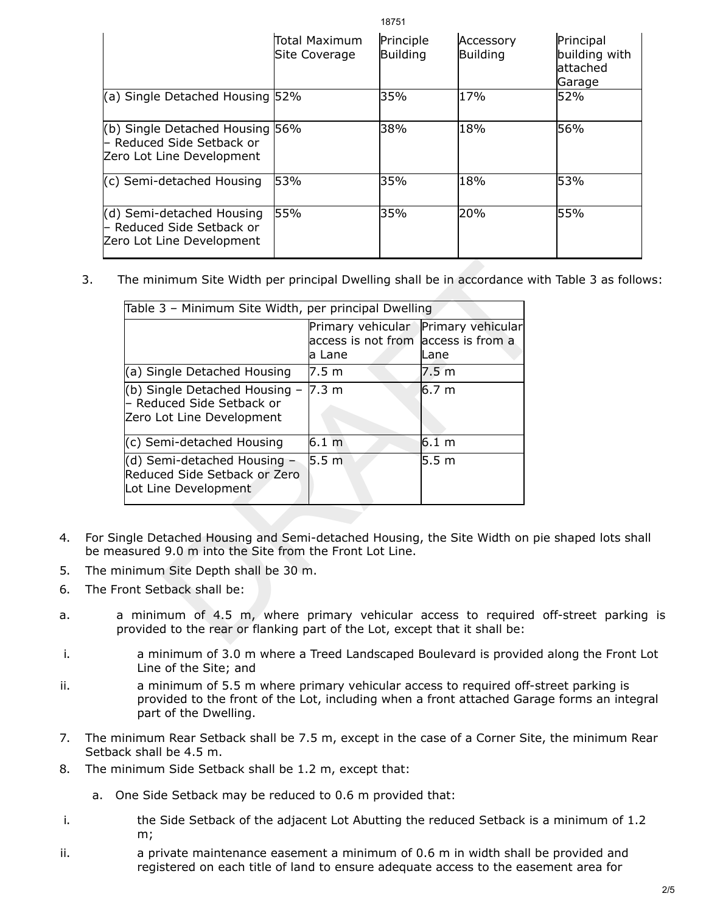| | Total Maximum Site Coverage | Principle Building | Accessory Building | Principal building with attached Garage |
|---|---|---|---|---|
| (a) Single Detached Housing | 52% | 35% | 17% | 52% |
| (b) Single Detached Housing – Reduced Side Setback or Zero Lot Line Development | 56% | 38% | 18% | 56% |
| (c) Semi-detached Housing | 53% | 35% | 18% | 53% |
| (d) Semi-detached Housing – Reduced Side Setback or Zero Lot Line Development | 55% | 35% | 20% | 55% |

3. The minimum Site Width per principal Dwelling shall be in accordance with Table 3 as follows:

| Table 3 – Minimum Site Width, per principal Dwelling | | |
|---|---|---|
| | Primary vehicular access is not from a Lane | Primary vehicular access is from a Lane |
| (a) Single Detached Housing | 7.5 m | 7.5 m |
| (b) Single Detached Housing – – Reduced Side Setback or Zero Lot Line Development | 7.3 m | 6.7 m |
| (c) Semi-detached Housing | 6.1 m | 6.1 m |
| (d) Semi-detached Housing – Reduced Side Setback or Zero Lot Line Development | 5.5 m | 5.5 m |

4. For Single Detached Housing and Semi-detached Housing, the Site Width on pie shaped lots shall be measured 9.0 m into the Site from the Front Lot Line.
5. The minimum Site Depth shall be 30 m.
6. The Front Setback shall be:

a. a minimum of 4.5 m, where primary vehicular access to required off-street parking is provided to the rear or flanking part of the Lot, except that it shall be:

i. a minimum of 3.0 m where a Treed Landscaped Boulevard is provided along the Front Lot Line of the Site; and

ii. a minimum of 5.5 m where primary vehicular access to required off-street parking is provided to the front of the Lot, including when a front attached Garage forms an integral part of the Dwelling.

7. The minimum Rear Setback shall be 7.5 m, except in the case of a Corner Site, the minimum Rear Setback shall be 4.5 m.
8. The minimum Side Setback shall be 1.2 m, except that:

a. One Side Setback may be reduced to 0.6 m provided that:

i. the Side Setback of the adjacent Lot Abutting the reduced Setback is a minimum of 1.2 m;

ii. a private maintenance easement a minimum of 0.6 m in width shall be provided and registered on each title of land to ensure adequate access to the easement area for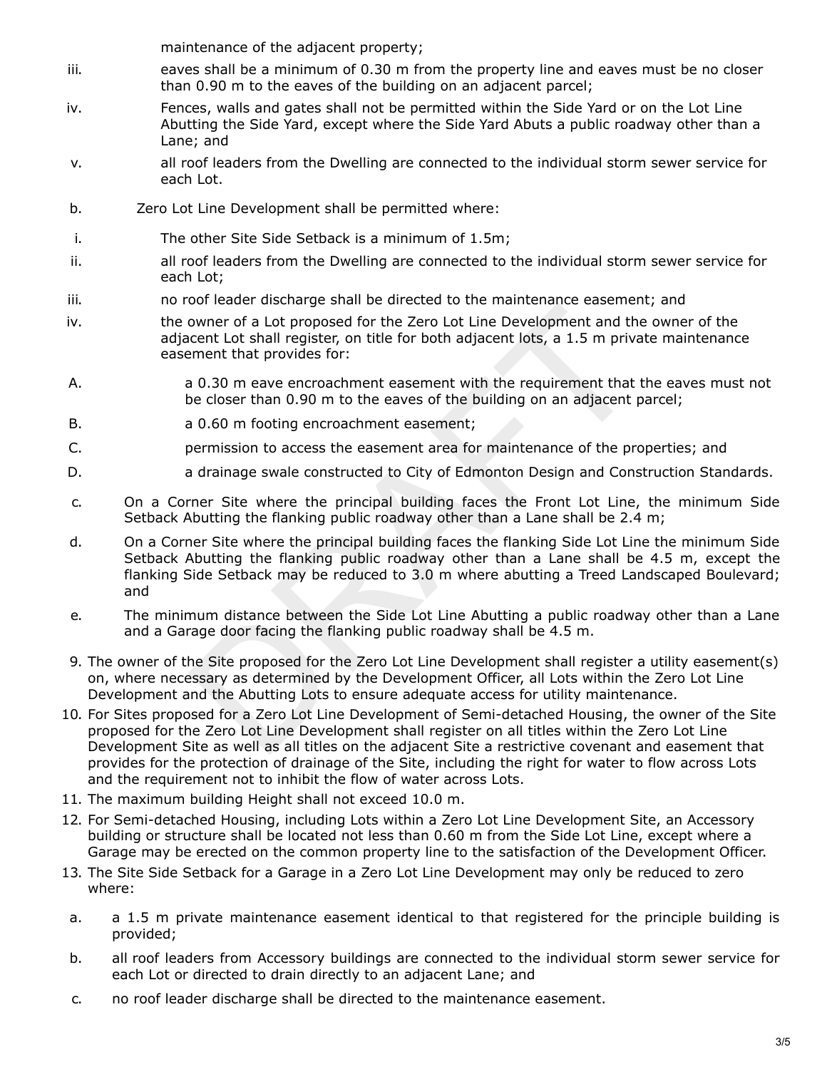maintenance of the adjacent property;

iii. eaves shall be a minimum of 0.30 m from the property line and eaves must be no closer than 0.90 m to the eaves of the building on an adjacent parcel;

iv. Fences, walls and gates shall not be permitted within the Side Yard or on the Lot Line Abutting the Side Yard, except where the Side Yard Abuts a public roadway other than a Lane; and

v. all roof leaders from the Dwelling are connected to the individual storm sewer service for each Lot.

b. Zero Lot Line Development shall be permitted where:

i. The other Site Side Setback is a minimum of 1.5m;

ii. all roof leaders from the Dwelling are connected to the individual storm sewer service for each Lot;

iii. no roof leader discharge shall be directed to the maintenance easement; and

iv. the owner of a Lot proposed for the Zero Lot Line Development and the owner of the adjacent Lot shall register, on title for both adjacent lots, a 1.5 m private maintenance easement that provides for:

A. a 0.30 m eave encroachment easement with the requirement that the eaves must not be closer than 0.90 m to the eaves of the building on an adjacent parcel;

B. a 0.60 m footing encroachment easement;

C. permission to access the easement area for maintenance of the properties; and

D. a drainage swale constructed to City of Edmonton Design and Construction Standards.

c. On a Corner Site where the principal building faces the Front Lot Line, the minimum Side Setback Abutting the flanking public roadway other than a Lane shall be 2.4 m;

d. On a Corner Site where the principal building faces the flanking Side Lot Line the minimum Side Setback Abutting the flanking public roadway other than a Lane shall be 4.5 m, except the flanking Side Setback may be reduced to 3.0 m where abutting a Treed Landscaped Boulevard; and

e. The minimum distance between the Side Lot Line Abutting a public roadway other than a Lane and a Garage door facing the flanking public roadway shall be 4.5 m.

9. The owner of the Site proposed for the Zero Lot Line Development shall register a utility easement(s) on, where necessary as determined by the Development Officer, all Lots within the Zero Lot Line Development and the Abutting Lots to ensure adequate access for utility maintenance.

10. For Sites proposed for a Zero Lot Line Development of Semi-detached Housing, the owner of the Site proposed for the Zero Lot Line Development shall register on all titles within the Zero Lot Line Development Site as well as all titles on the adjacent Site a restrictive covenant and easement that provides for the protection of drainage of the Site, including the right for water to flow across Lots and the requirement not to inhibit the flow of water across Lots.

11. The maximum building Height shall not exceed 10.0 m.

12. For Semi-detached Housing, including Lots within a Zero Lot Line Development Site, an Accessory building or structure shall be located not less than 0.60 m from the Side Lot Line, except where a Garage may be erected on the common property line to the satisfaction of the Development Officer.

13. The Site Side Setback for a Garage in a Zero Lot Line Development may only be reduced to zero where:

a. a 1.5 m private maintenance easement identical to that registered for the principle building is provided;

b. all roof leaders from Accessory buildings are connected to the individual storm sewer service for each Lot or directed to drain directly to an adjacent Lane; and

c. no roof leader discharge shall be directed to the maintenance easement.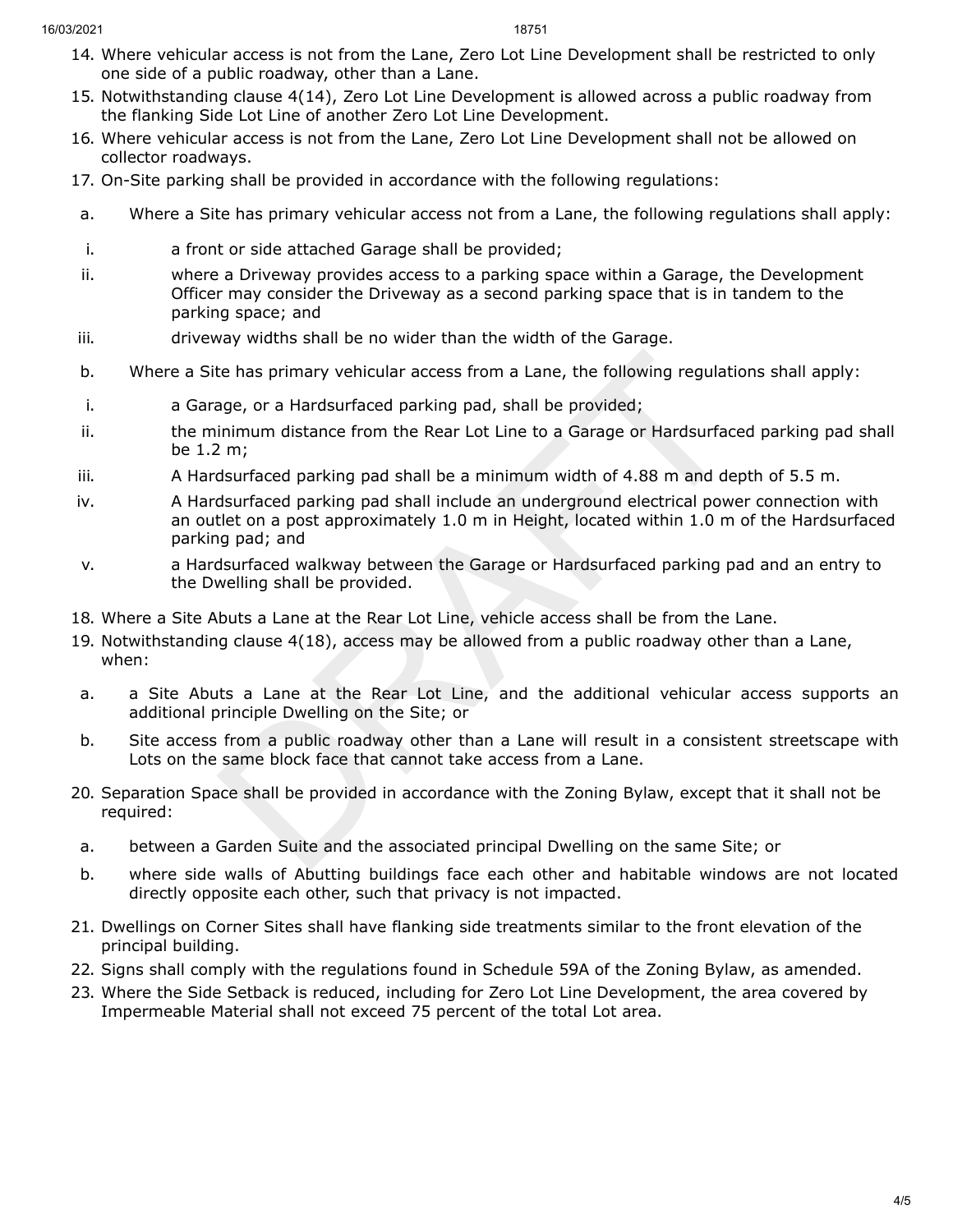14. Where vehicular access is not from the Lane, Zero Lot Line Development shall be restricted to only one side of a public roadway, other than a Lane.
15. Notwithstanding clause 4(14), Zero Lot Line Development is allowed across a public roadway from the flanking Side Lot Line of another Zero Lot Line Development.
16. Where vehicular access is not from the Lane, Zero Lot Line Development shall not be allowed on collector roadways.
17. On-Site parking shall be provided in accordance with the following regulations:
   a. Where a Site has primary vehicular access not from a Lane, the following regulations shall apply:
      i. a front or side attached Garage shall be provided;
      ii. where a Driveway provides access to a parking space within a Garage, the Development Officer may consider the Driveway as a second parking space that is in tandem to the parking space; and
      iii. driveway widths shall be no wider than the width of the Garage.
   b. Where a Site has primary vehicular access from a Lane, the following regulations shall apply:
      i. a Garage, or a Hardsurfaced parking pad, shall be provided;
      ii. the minimum distance from the Rear Lot Line to a Garage or Hardsurfaced parking pad shall be 1.2 m;
      iii. A Hardsurfaced parking pad shall be a minimum width of 4.88 m and depth of 5.5 m.
      iv. A Hardsurfaced parking pad shall include an underground electrical power connection with an outlet on a post approximately 1.0 m in Height, located within 1.0 m of the Hardsurfaced parking pad; and
      v. a Hardsurfaced walkway between the Garage or Hardsurfaced parking pad and an entry to the Dwelling shall be provided.
18. Where a Site Abuts a Lane at the Rear Lot Line, vehicle access shall be from the Lane.
19. Notwithstanding clause 4(18), access may be allowed from a public roadway other than a Lane, when:
   a. a Site Abuts a Lane at the Rear Lot Line, and the additional vehicular access supports an additional principle Dwelling on the Site; or
   b. Site access from a public roadway other than a Lane will result in a consistent streetscape with Lots on the same block face that cannot take access from a Lane.
20. Separation Space shall be provided in accordance with the Zoning Bylaw, except that it shall not be required:
   a. between a Garden Suite and the associated principal Dwelling on the same Site; or
   b. where side walls of Abutting buildings face each other and habitable windows are not located directly opposite each other, such that privacy is not impacted.
21. Dwellings on Corner Sites shall have flanking side treatments similar to the front elevation of the principal building.
22. Signs shall comply with the regulations found in Schedule 59A of the Zoning Bylaw, as amended.
23. Where the Side Setback is reduced, including for Zero Lot Line Development, the area covered by Impermeable Material shall not exceed 75 percent of the total Lot area.